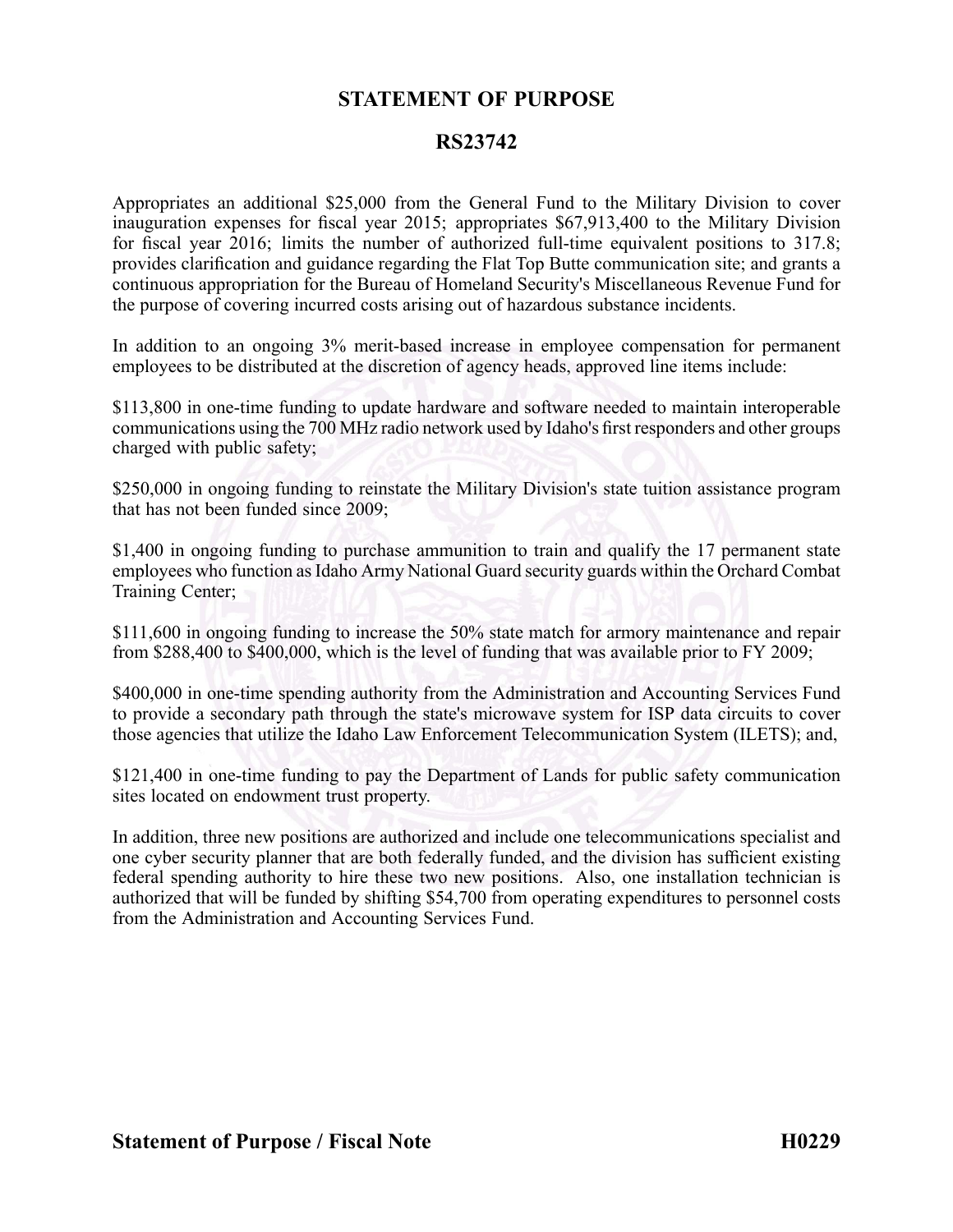# STATEMENT OF PURPOSE

## RS23742

Appropriates an additional $25,000 from the General Fund to the Military Division to cover inauguration expenses for fiscal year 2015; appropriates $67,913,400 to the Military Division for fiscal year 2016; limits the number of authorized full-time equivalent positions to 317.8; provides clarification and guidance regarding the Flat Top Butte communication site; and grants a continuous appropriation for the Bureau of Homeland Security's Miscellaneous Revenue Fund for the purpose of covering incurred costs arising out of hazardous substance incidents.

In addition to an ongoing 3% merit-based increase in employee compensation for permanent employees to be distributed at the discretion of agency heads, approved line items include:

$113,800 in one-time funding to update hardware and software needed to maintain interoperable communications using the 700 MHz radio network used by Idaho's first responders and other groups charged with public safety;

$250,000 in ongoing funding to reinstate the Military Division's state tuition assistance program that has not been funded since 2009;

$1,400 in ongoing funding to purchase ammunition to train and qualify the 17 permanent state employees who function as Idaho Army National Guard security guards within the Orchard Combat Training Center;

$111,600 in ongoing funding to increase the 50% state match for armory maintenance and repair from $288,400 to $400,000, which is the level of funding that was available prior to FY 2009;

$400,000 in one-time spending authority from the Administration and Accounting Services Fund to provide a secondary path through the state's microwave system for ISP data circuits to cover those agencies that utilize the Idaho Law Enforcement Telecommunication System (ILETS); and,

$121,400 in one-time funding to pay the Department of Lands for public safety communication sites located on endowment trust property.

In addition, three new positions are authorized and include one telecommunications specialist and one cyber security planner that are both federally funded, and the division has sufficient existing federal spending authority to hire these two new positions. Also, one installation technician is authorized that will be funded by shifting $54,700 from operating expenditures to personnel costs from the Administration and Accounting Services Fund.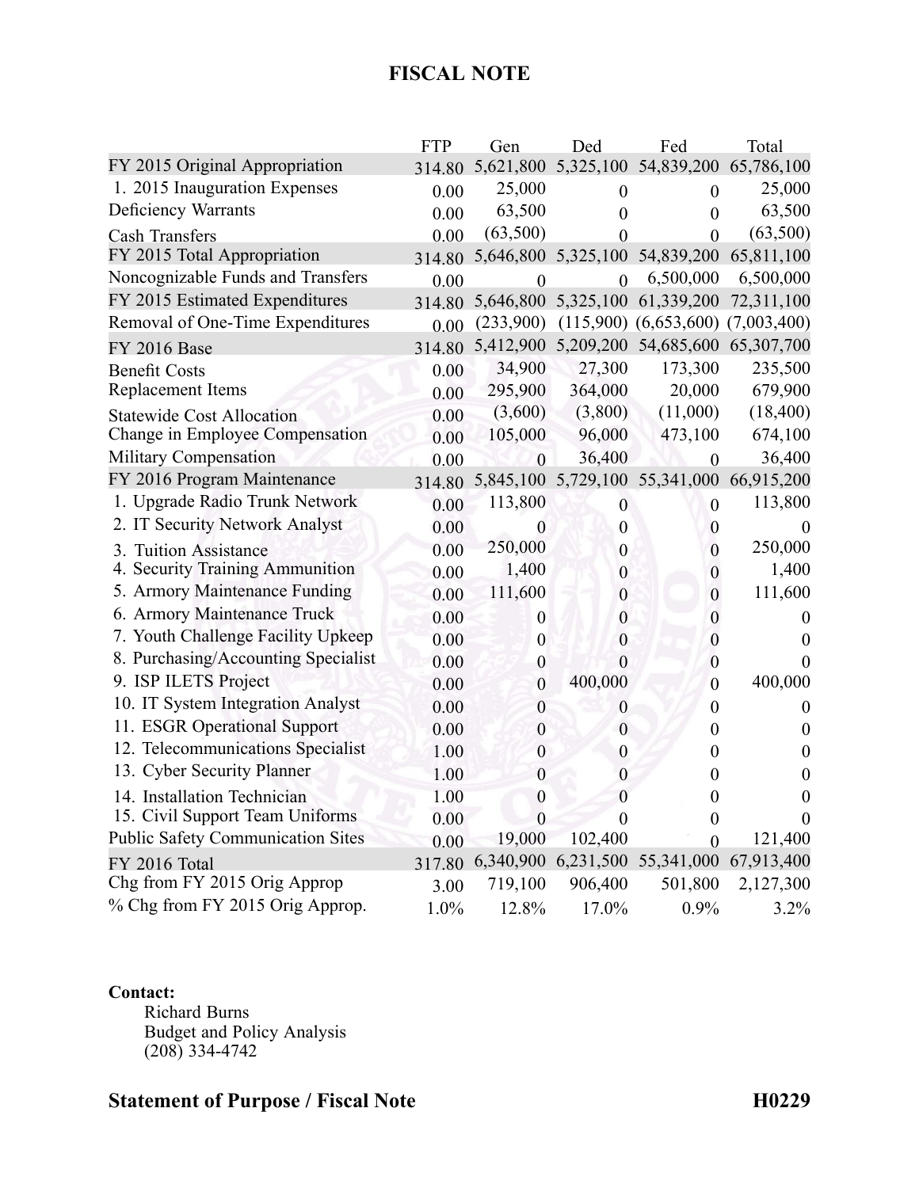# FISCAL NOTE

| | FTP | Gen | Ded | Fed | Total |
|---|---|---|---|---|---|
| FY 2015 Original Appropriation | 314.80 | 5,621,800 | 5,325,100 | 54,839,200 | 65,786,100 |
| 1. 2015 Inauguration Expenses | 0.00 | 25,000 | 0 | 0 | 25,000 |
| Deficiency Warrants | 0.00 | 63,500 | 0 | 0 | 63,500 |
| Cash Transfers | 0.00 | (63,500) | 0 | 0 | (63,500) |
| FY 2015 Total Appropriation | 314.80 | 5,646,800 | 5,325,100 | 54,839,200 | 65,811,100 |
| Noncognizable Funds and Transfers | 0.00 | 0 | 0 | 6,500,000 | 6,500,000 |
| FY 2015 Estimated Expenditures | 314.80 | 5,646,800 | 5,325,100 | 61,339,200 | 72,311,100 |
| Removal of One-Time Expenditures | 0.00 | (233,900) | (115,900) | (6,653,600) | (7,003,400) |
| FY 2016 Base | 314.80 | 5,412,900 | 5,209,200 | 54,685,600 | 65,307,700 |
| Benefit Costs | 0.00 | 34,900 | 27,300 | 173,300 | 235,500 |
| Replacement Items | 0.00 | 295,900 | 364,000 | 20,000 | 679,900 |
| Statewide Cost Allocation | 0.00 | (3,600) | (3,800) | (11,000) | (18,400) |
| Change in Employee Compensation | 0.00 | 105,000 | 96,000 | 473,100 | 674,100 |
| Military Compensation | 0.00 | 0 | 36,400 | 0 | 36,400 |
| FY 2016 Program Maintenance | 314.80 | 5,845,100 | 5,729,100 | 55,341,000 | 66,915,200 |
| 1. Upgrade Radio Trunk Network | 0.00 | 113,800 | 0 | 0 | 113,800 |
| 2. IT Security Network Analyst | 0.00 | 0 | 0 | 0 | 0 |
| 3. Tuition Assistance | 0.00 | 250,000 | 0 | 0 | 250,000 |
| 4. Security Training Ammunition | 0.00 | 1,400 | 0 | 0 | 1,400 |
| 5. Armory Maintenance Funding | 0.00 | 111,600 | 0 | 0 | 111,600 |
| 6. Armory Maintenance Truck | 0.00 | 0 | 0 | 0 | 0 |
| 7. Youth Challenge Facility Upkeep | 0.00 | 0 | 0 | 0 | 0 |
| 8. Purchasing/Accounting Specialist | 0.00 | 0 | 0 | 0 | 0 |
| 9. ISP ILETS Project | 0.00 | 0 | 400,000 | 0 | 400,000 |
| 10. IT System Integration Analyst | 0.00 | 0 | 0 | 0 | 0 |
| 11. ESGR Operational Support | 0.00 | 0 | 0 | 0 | 0 |
| 12. Telecommunications Specialist | 1.00 | 0 | 0 | 0 | 0 |
| 13. Cyber Security Planner | 1.00 | 0 | 0 | 0 | 0 |
| 14. Installation Technician | 1.00 | 0 | 0 | 0 | 0 |
| 15. Civil Support Team Uniforms | 0.00 | 0 | 0 | 0 | 0 |
| Public Safety Communication Sites | 0.00 | 19,000 | 102,400 | 0 | 121,400 |
| FY 2016 Total | 317.80 | 6,340,900 | 6,231,500 | 55,341,000 | 67,913,400 |
| Chg from FY 2015 Orig Approp | 3.00 | 719,100 | 906,400 | 501,800 | 2,127,300 |
| % Chg from FY 2015 Orig Approp. | 1.0% | 12.8% | 17.0% | 0.9% | 3.2% |

**Contact:**

Richard Burns
Budget and Policy Analysis
(208) 334-4742

**Statement of Purpose / Fiscal Note** **H0229**